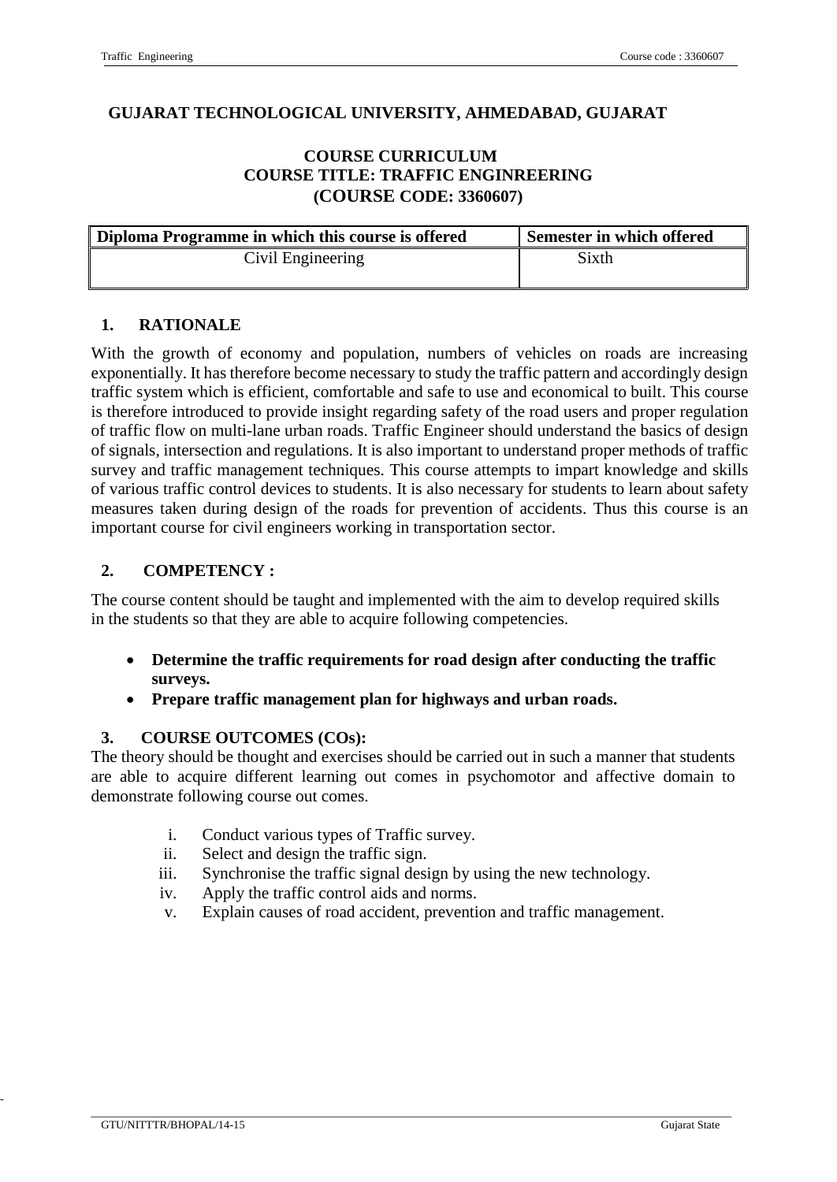**GUJARAT TECHNOLOGICAL UNIVERSITY, AHMEDABAD, GUJARAT**

**COURSE CURRICULUM**
**COURSE TITLE: TRAFFIC ENGINREERING**
**(COURSE CODE: 3360607)**

| Diploma Programme in which this course is offered | Semester in which offered |
|---|---|
| Civil Engineering | Sixth |

## 1. RATIONALE

With the growth of economy and population, numbers of vehicles on roads are increasing exponentially. It has therefore become necessary to study the traffic pattern and accordingly design traffic system which is efficient, comfortable and safe to use and economical to built. This course is therefore introduced to provide insight regarding safety of the road users and proper regulation of traffic flow on multi-lane urban roads. Traffic Engineer should understand the basics of design of signals, intersection and regulations. It is also important to understand proper methods of traffic survey and traffic management techniques. This course attempts to impart knowledge and skills of various traffic control devices to students. It is also necessary for students to learn about safety measures taken during design of the roads for prevention of accidents. Thus this course is an important course for civil engineers working in transportation sector.

## 2. COMPETENCY :

The course content should be taught and implemented with the aim to develop required skills in the students so that they are able to acquire following competencies.

- **Determine the traffic requirements for road design after conducting the traffic surveys.**
- **Prepare traffic management plan for highways and urban roads.**

## 3. COURSE OUTCOMES (COs):

The theory should be thought and exercises should be carried out in such a manner that students are able to acquire different learning out comes in psychomotor and affective domain to demonstrate following course out comes.

i. Conduct various types of Traffic survey.
ii. Select and design the traffic sign.
iii. Synchronise the traffic signal design by using the new technology.
iv. Apply the traffic control aids and norms.
v. Explain causes of road accident, prevention and traffic management.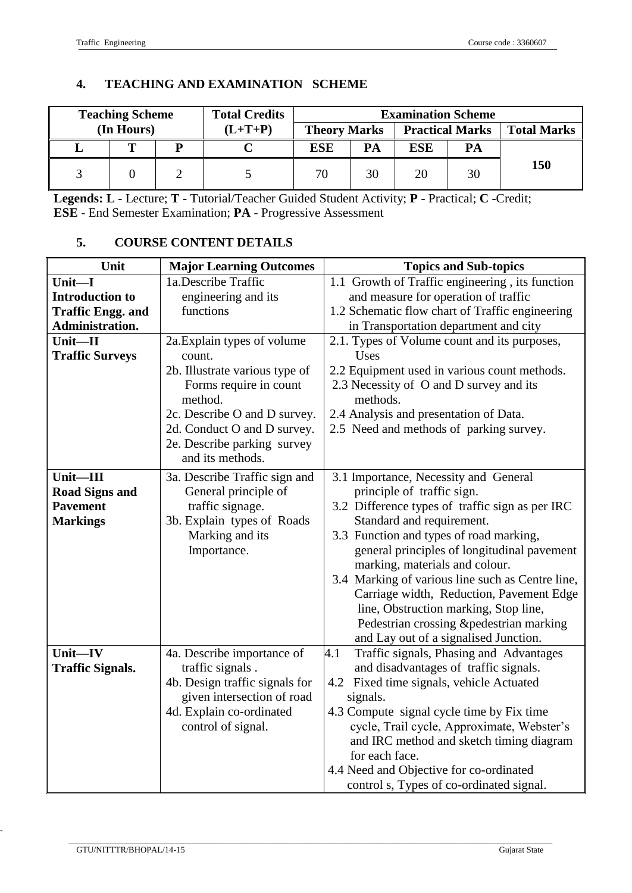## 4. TEACHING AND EXAMINATION SCHEME

| Teaching Scheme (In Hours) | | | Total Credits (L+T+P) | Examination Scheme | | | | |
|---|---|---|---|---|---|---|---|---|
| | | | | Theory Marks | | Practical Marks | | Total Marks |
| L | T | P | C | ESE | PA | ESE | PA | |
| 3 | 0 | 2 | 5 | 70 | 30 | 20 | 30 | 150 |

**Legends: L -** Lecture; **T -** Tutorial/Teacher Guided Student Activity; **P -** Practical; **C -**Credit; **ESE** - End Semester Examination; **PA** - Progressive Assessment

## 5. COURSE CONTENT DETAILS

| Unit | Major Learning Outcomes | Topics and Sub-topics |
|---|---|---|
| **Unit—I Introduction to Traffic Engg. and Administration.** | 1a.Describe Traffic engineering and its functions | 1.1 Growth of Traffic engineering , its function and measure for operation of traffic<br>1.2 Schematic flow chart of Traffic engineering in Transportation department and city |
| **Unit—II Traffic Surveys** | 2a.Explain types of volume count.<br>2b. Illustrate various type of Forms require in count method.<br>2c. Describe O and D survey.<br>2d. Conduct O and D survey.<br>2e. Describe parking survey and its methods. | 2.1. Types of Volume count and its purposes, Uses<br>2.2 Equipment used in various count methods.<br>2.3 Necessity of O and D survey and its methods.<br>2.4 Analysis and presentation of Data.<br>2.5 Need and methods of parking survey. |
| **Unit—III Road Signs and Pavement Markings** | 3a. Describe Traffic sign and General principle of traffic signage.<br>3b. Explain types of Roads Marking and its Importance. | 3.1 Importance, Necessity and General principle of traffic sign.<br>3.2 Difference types of traffic sign as per IRC Standard and requirement.<br>3.3 Function and types of road marking, general principles of longitudinal pavement marking, materials and colour.<br>3.4 Marking of various line such as Centre line, Carriage width, Reduction, Pavement Edge line, Obstruction marking, Stop line, Pedestrian crossing &pedestrian marking and Lay out of a signalised Junction. |
| **Unit—IV Traffic Signals.** | 4a. Describe importance of traffic signals .<br>4b. Design traffic signals for given intersection of road<br>4d. Explain co-ordinated control of signal. | 4.1 Traffic signals, Phasing and Advantages and disadvantages of traffic signals.<br>4.2 Fixed time signals, vehicle Actuated signals.<br>4.3 Compute signal cycle time by Fix time cycle, Trail cycle, Approximate, Webster's and IRC method and sketch timing diagram for each face.<br>4.4 Need and Objective for co-ordinated control s, Types of co-ordinated signal. |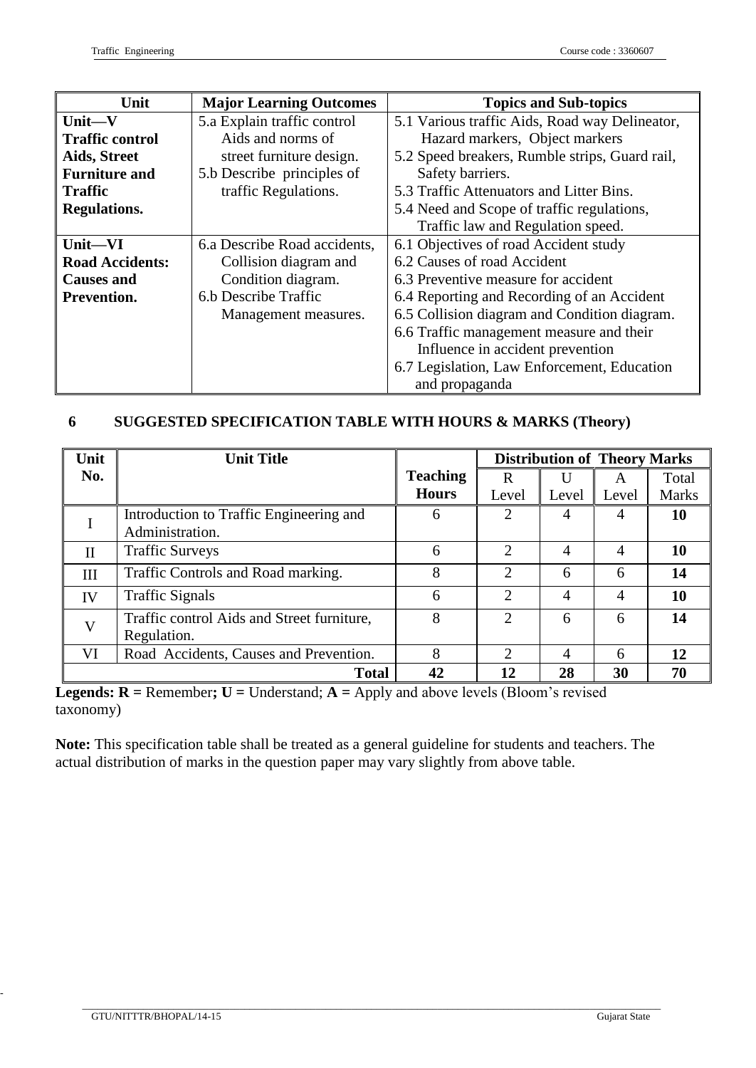| Unit | Major Learning Outcomes | Topics and Sub-topics |
|---|---|---|
| **Unit—V Traffic control Aids, Street Furniture and Traffic Regulations.** | 5.a Explain traffic control Aids and norms of street furniture design.<br>5.b Describe principles of traffic Regulations. | 5.1 Various traffic Aids, Road way Delineator, Hazard markers, Object markers<br>5.2 Speed breakers, Rumble strips, Guard rail, Safety barriers.<br>5.3 Traffic Attenuators and Litter Bins.<br>5.4 Need and Scope of traffic regulations, Traffic law and Regulation speed. |
| **Unit—VI Road Accidents: Causes and Prevention.** | 6.a Describe Road accidents, Collision diagram and Condition diagram.<br>6.b Describe Traffic Management measures. | 6.1 Objectives of road Accident study<br>6.2 Causes of road Accident<br>6.3 Preventive measure for accident<br>6.4 Reporting and Recording of an Accident<br>6.5 Collision diagram and Condition diagram.<br>6.6 Traffic management measure and their Influence in accident prevention<br>6.7 Legislation, Law Enforcement, Education and propaganda |

## 6 SUGGESTED SPECIFICATION TABLE WITH HOURS & MARKS (Theory)

| Unit No. | Unit Title | Teaching Hours | Distribution of Theory Marks | | | |
|---|---|---|---|---|---|---|
| | | | R Level | U Level | A Level | Total Marks |
| I | Introduction to Traffic Engineering and Administration. | 6 | 2 | 4 | 4 | **10** |
| II | Traffic Surveys | 6 | 2 | 4 | 4 | **10** |
| III | Traffic Controls and Road marking. | 8 | 2 | 6 | 6 | **14** |
| IV | Traffic Signals | 6 | 2 | 4 | 4 | **10** |
| V | Traffic control Aids and Street furniture, Regulation. | 8 | 2 | 6 | 6 | **14** |
| VI | Road Accidents, Causes and Prevention. | 8 | 2 | 4 | 6 | **12** |
| | **Total** | **42** | **12** | **28** | **30** | **70** |

**Legends: R =** Remember**; U =** Understand; **A =** Apply and above levels (Bloom's revised taxonomy)

**Note:** This specification table shall be treated as a general guideline for students and teachers. The actual distribution of marks in the question paper may vary slightly from above table.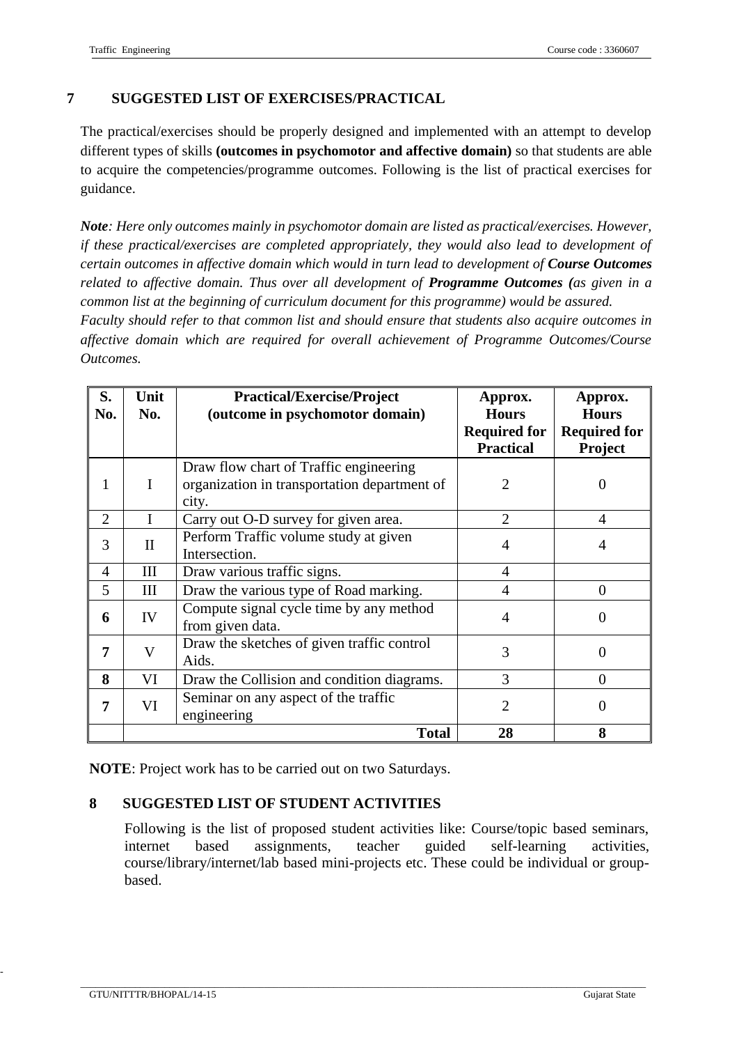## 7 SUGGESTED LIST OF EXERCISES/PRACTICAL

The practical/exercises should be properly designed and implemented with an attempt to develop different types of skills **(outcomes in psychomotor and affective domain)** so that students are able to acquire the competencies/programme outcomes. Following is the list of practical exercises for guidance.

***Note****: Here only outcomes mainly in psychomotor domain are listed as practical/exercises. However, if these practical/exercises are completed appropriately, they would also lead to development of certain outcomes in affective domain which would in turn lead to development of* ***Course Outcomes*** *related to affective domain. Thus over all development of* ***Programme Outcomes (****as given in a common list at the beginning of curriculum document for this programme) would be assured.*
*Faculty should refer to that common list and should ensure that students also acquire outcomes in affective domain which are required for overall achievement of Programme Outcomes/Course Outcomes.*

| S. No. | Unit No. | Practical/Exercise/Project (outcome in psychomotor domain) | Approx. Hours Required for Practical | Approx. Hours Required for Project |
|---|---|---|---|---|
| 1 | I | Draw flow chart of Traffic engineering organization in transportation department of city. | 2 | 0 |
| 2 | I | Carry out O-D survey for given area. | 2 | 4 |
| 3 | II | Perform Traffic volume study at given Intersection. | 4 | 4 |
| 4 | III | Draw various traffic signs. | 4 | |
| 5 | III | Draw the various type of Road marking. | 4 | 0 |
| **6** | IV | Compute signal cycle time by any method from given data. | 4 | 0 |
| **7** | V | Draw the sketches of given traffic control Aids. | 3 | 0 |
| **8** | VI | Draw the Collision and condition diagrams. | 3 | 0 |
| **7** | VI | Seminar on any aspect of the traffic engineering | 2 | 0 |
| | | **Total** | **28** | **8** |

**NOTE**: Project work has to be carried out on two Saturdays.

## 8 SUGGESTED LIST OF STUDENT ACTIVITIES

Following is the list of proposed student activities like: Course/topic based seminars, internet based assignments, teacher guided self-learning activities, course/library/internet/lab based mini-projects etc. These could be individual or group-based.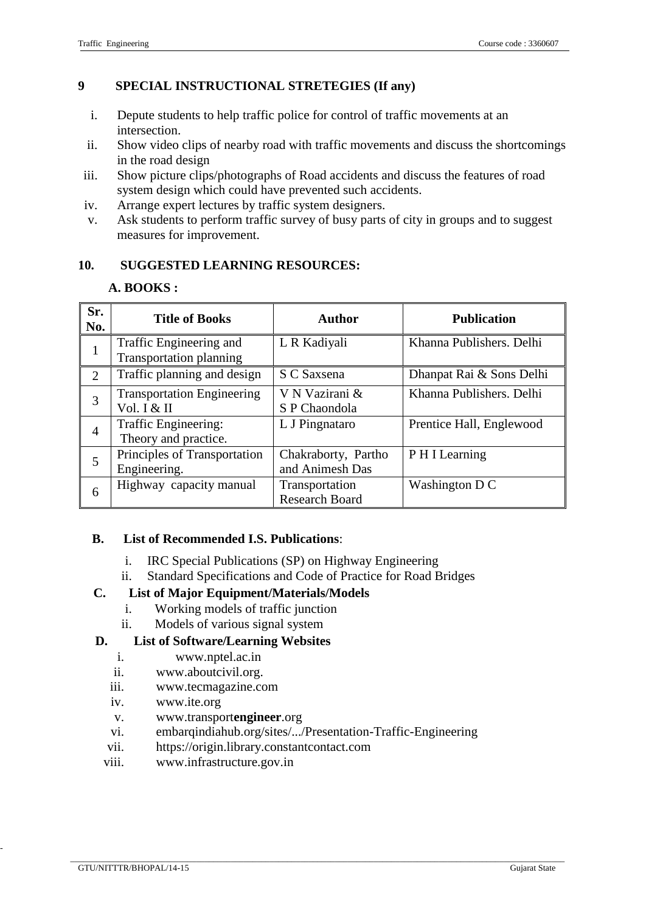## 9 SPECIAL INSTRUCTIONAL STRETEGIES (If any)

i. Depute students to help traffic police for control of traffic movements at an intersection.
ii. Show video clips of nearby road with traffic movements and discuss the shortcomings in the road design
iii. Show picture clips/photographs of Road accidents and discuss the features of road system design which could have prevented such accidents.
iv. Arrange expert lectures by traffic system designers.
v. Ask students to perform traffic survey of busy parts of city in groups and to suggest measures for improvement.

## 10. SUGGESTED LEARNING RESOURCES:

### A. BOOKS :

| Sr. No. | Title of Books | Author | Publication |
|---|---|---|---|
| 1 | Traffic Engineering and Transportation planning | L R Kadiyali | Khanna Publishers. Delhi |
| 2 | Traffic planning and design | S C Saxsena | Dhanpat Rai & Sons Delhi |
| 3 | Transportation Engineering Vol. I & II | V N Vazirani & S P Chaondola | Khanna Publishers. Delhi |
| 4 | Traffic Engineering: Theory and practice. | L J Pingnataro | Prentice Hall, Englewood |
| 5 | Principles of Transportation Engineering. | Chakraborty, Partho and Animesh Das | P H I Learning |
| 6 | Highway capacity manual | Transportation Research Board | Washington D C |

### B. List of Recommended I.S. Publications:

i. IRC Special Publications (SP) on Highway Engineering
ii. Standard Specifications and Code of Practice for Road Bridges

### C. List of Major Equipment/Materials/Models

i. Working models of traffic junction
ii. Models of various signal system

### D. List of Software/Learning Websites

i. www.nptel.ac.in
ii. www.aboutcivil.org.
iii. www.tecmagazine.com
iv. www.ite.org
v. www.transport**engineer**.org
vi. embarqindiahub.org/sites/.../Presentation-Traffic-Engineering
vii. https://origin.library.constantcontact.com
viii. www.infrastructure.gov.in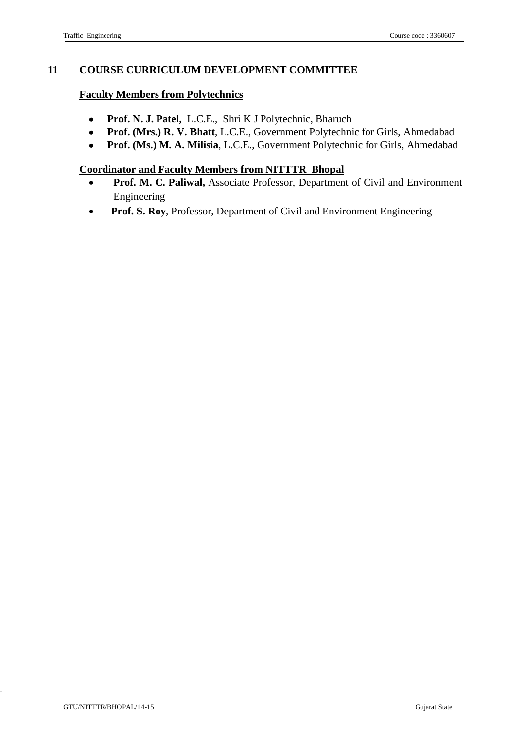## 11 COURSE CURRICULUM DEVELOPMENT COMMITTEE

**Faculty Members from Polytechnics**

- **Prof. N. J. Patel,** L.C.E., Shri K J Polytechnic, Bharuch
- **Prof. (Mrs.) R. V. Bhatt**, L.C.E., Government Polytechnic for Girls, Ahmedabad
- **Prof. (Ms.) M. A. Milisia**, L.C.E., Government Polytechnic for Girls, Ahmedabad

**Coordinator and Faculty Members from NITTTR Bhopal**

- **Prof. M. C. Paliwal,** Associate Professor, Department of Civil and Environment Engineering
- **Prof. S. Roy**, Professor, Department of Civil and Environment Engineering